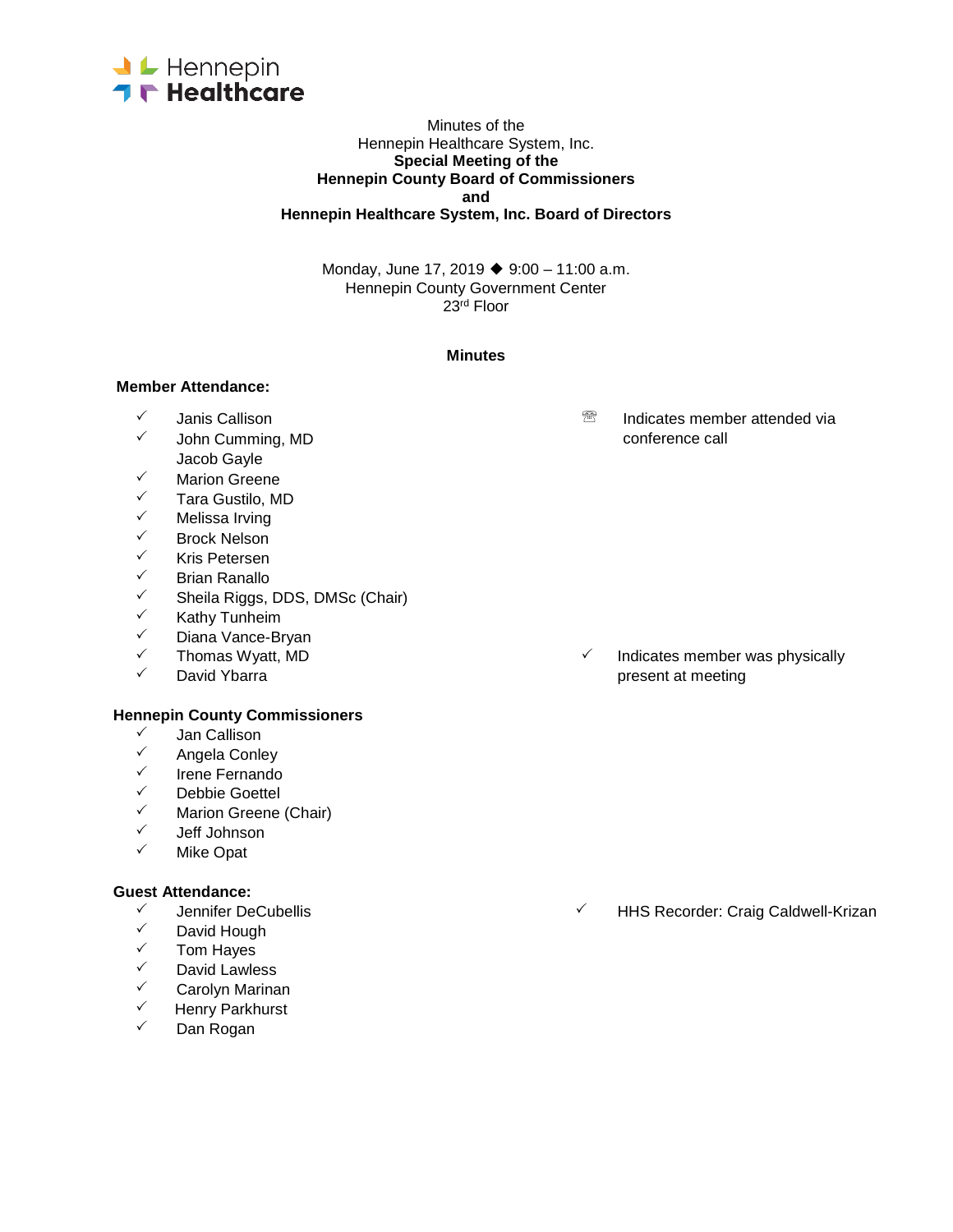Hennepin Healthcare

Minutes of the
Hennepin Healthcare System, Inc.
**Special Meeting of the**
**Hennepin County Board of Commissioners**
**and**
**Hennepin Healthcare System, Inc. Board of Directors**

Monday, June 17, 2019 ◆ 9:00 – 11:00 a.m.
Hennepin County Government Center
23rd Floor

**Minutes**

**Member Attendance:**

- ✓ Janis Callison
- ✓ John Cumming, MD
- Jacob Gayle
- ✓ Marion Greene
- ✓ Tara Gustilo, MD
- ✓ Melissa Irving
- ✓ Brock Nelson
- ✓ Kris Petersen
- ✓ Brian Ranallo
- ✓ Sheila Riggs, DDS, DMSc (Chair)
- ✓ Kathy Tunheim
- ✓ Diana Vance-Bryan
- ✓ Thomas Wyatt, MD
- ✓ David Ybarra

☏ Indicates member attended via conference call

✓ Indicates member was physically present at meeting

**Hennepin County Commissioners**

- ✓ Jan Callison
- ✓ Angela Conley
- ✓ Irene Fernando
- ✓ Debbie Goettel
- ✓ Marion Greene (Chair)
- ✓ Jeff Johnson
- ✓ Mike Opat

**Guest Attendance:**

- ✓ Jennifer DeCubellis
- ✓ David Hough
- ✓ Tom Hayes
- ✓ David Lawless
- ✓ Carolyn Marinan
- ✓ Henry Parkhurst
- ✓ Dan Rogan

✓ HHS Recorder: Craig Caldwell-Krizan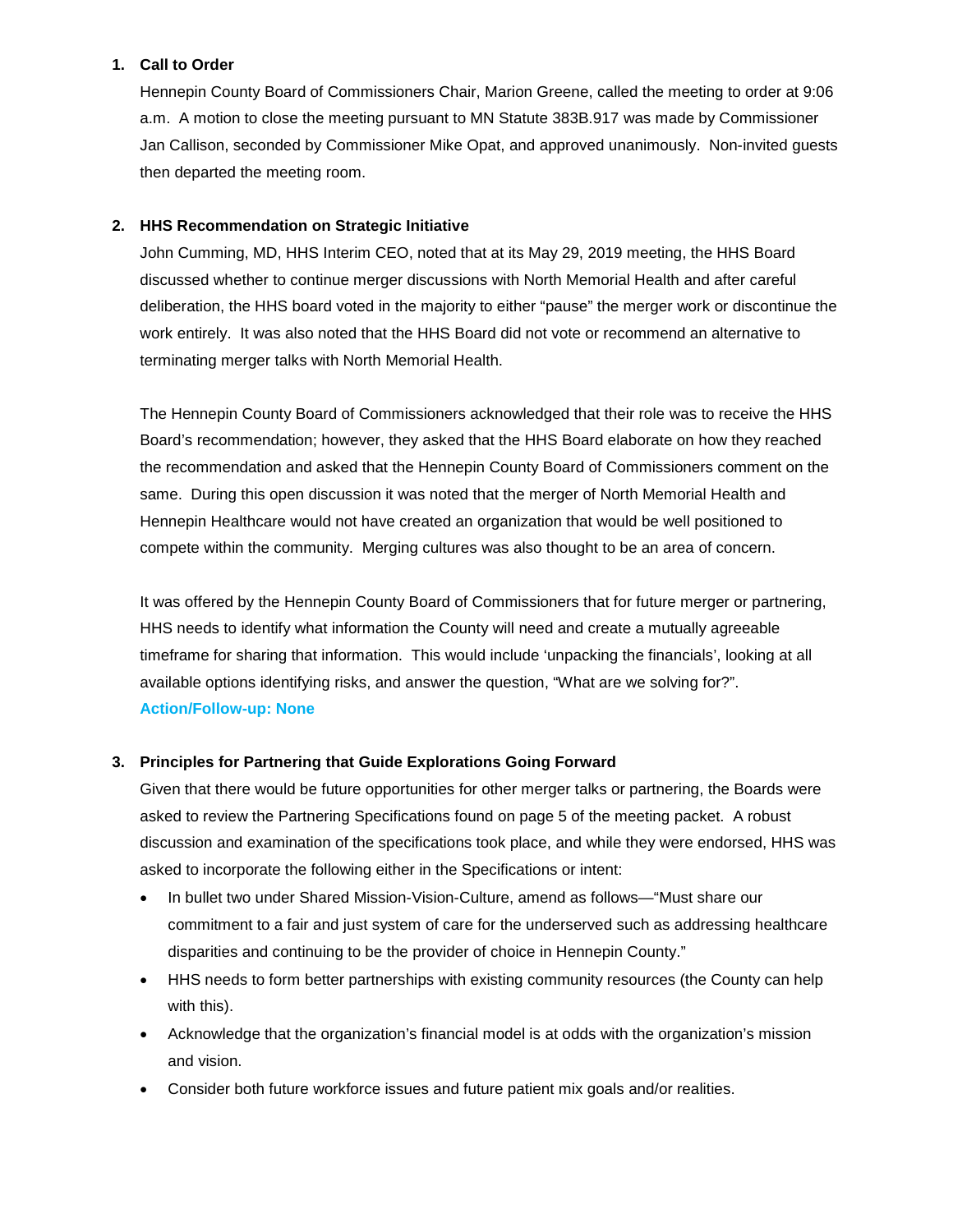1. **Call to Order**

   Hennepin County Board of Commissioners Chair, Marion Greene, called the meeting to order at 9:06 a.m. A motion to close the meeting pursuant to MN Statute 383B.917 was made by Commissioner Jan Callison, seconded by Commissioner Mike Opat, and approved unanimously. Non-invited guests then departed the meeting room.

2. **HHS Recommendation on Strategic Initiative**

   John Cumming, MD, HHS Interim CEO, noted that at its May 29, 2019 meeting, the HHS Board discussed whether to continue merger discussions with North Memorial Health and after careful deliberation, the HHS board voted in the majority to either "pause" the merger work or discontinue the work entirely. It was also noted that the HHS Board did not vote or recommend an alternative to terminating merger talks with North Memorial Health.

   The Hennepin County Board of Commissioners acknowledged that their role was to receive the HHS Board's recommendation; however, they asked that the HHS Board elaborate on how they reached the recommendation and asked that the Hennepin County Board of Commissioners comment on the same. During this open discussion it was noted that the merger of North Memorial Health and Hennepin Healthcare would not have created an organization that would be well positioned to compete within the community. Merging cultures was also thought to be an area of concern.

   It was offered by the Hennepin County Board of Commissioners that for future merger or partnering, HHS needs to identify what information the County will need and create a mutually agreeable timeframe for sharing that information. This would include 'unpacking the financials', looking at all available options identifying risks, and answer the question, "What are we solving for?".

   **Action/Follow-up: None**

3. **Principles for Partnering that Guide Explorations Going Forward**

   Given that there would be future opportunities for other merger talks or partnering, the Boards were asked to review the Partnering Specifications found on page 5 of the meeting packet. A robust discussion and examination of the specifications took place, and while they were endorsed, HHS was asked to incorporate the following either in the Specifications or intent:

   - In bullet two under Shared Mission-Vision-Culture, amend as follows—"Must share our commitment to a fair and just system of care for the underserved such as addressing healthcare disparities and continuing to be the provider of choice in Hennepin County."
   - HHS needs to form better partnerships with existing community resources (the County can help with this).
   - Acknowledge that the organization's financial model is at odds with the organization's mission and vision.
   - Consider both future workforce issues and future patient mix goals and/or realities.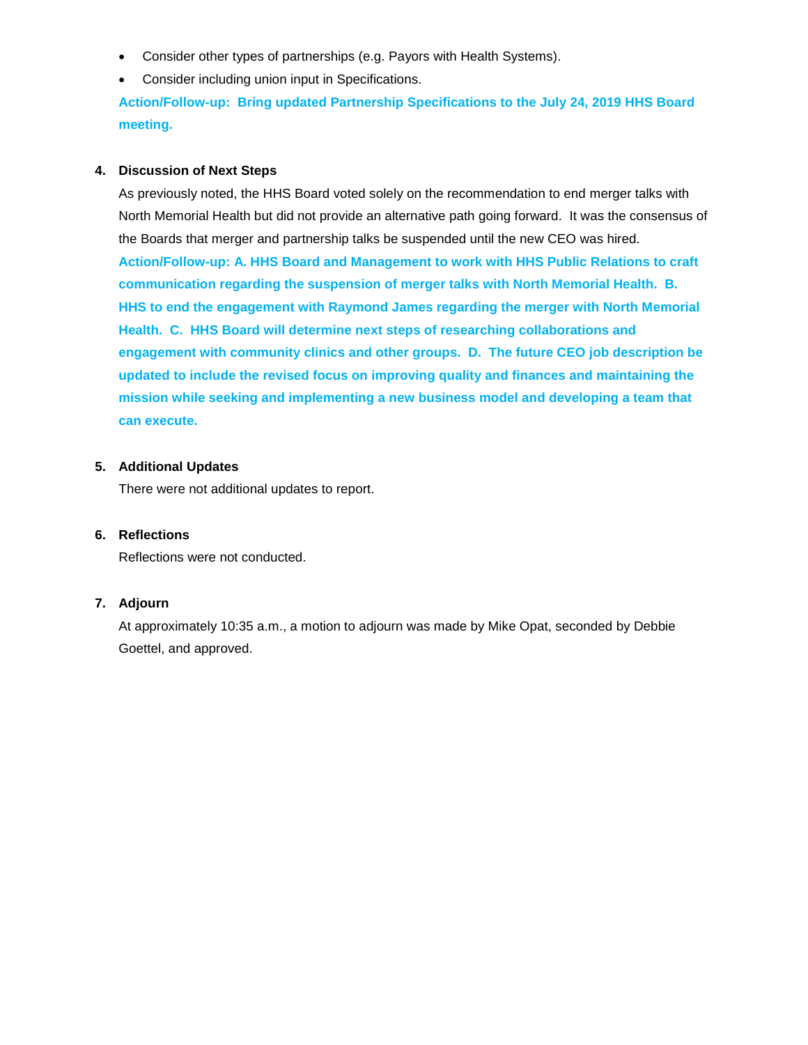- Consider other types of partnerships (e.g. Payors with Health Systems).
- Consider including union input in Specifications.

**Action/Follow-up: Bring updated Partnership Specifications to the July 24, 2019 HHS Board meeting.**

4. **Discussion of Next Steps**

   As previously noted, the HHS Board voted solely on the recommendation to end merger talks with North Memorial Health but did not provide an alternative path going forward. It was the consensus of the Boards that merger and partnership talks be suspended until the new CEO was hired.

   **Action/Follow-up: A. HHS Board and Management to work with HHS Public Relations to craft communication regarding the suspension of merger talks with North Memorial Health. B. HHS to end the engagement with Raymond James regarding the merger with North Memorial Health. C. HHS Board will determine next steps of researching collaborations and engagement with community clinics and other groups. D. The future CEO job description be updated to include the revised focus on improving quality and finances and maintaining the mission while seeking and implementing a new business model and developing a team that can execute.**

5. **Additional Updates**

   There were not additional updates to report.

6. **Reflections**

   Reflections were not conducted.

7. **Adjourn**

   At approximately 10:35 a.m., a motion to adjourn was made by Mike Opat, seconded by Debbie Goettel, and approved.